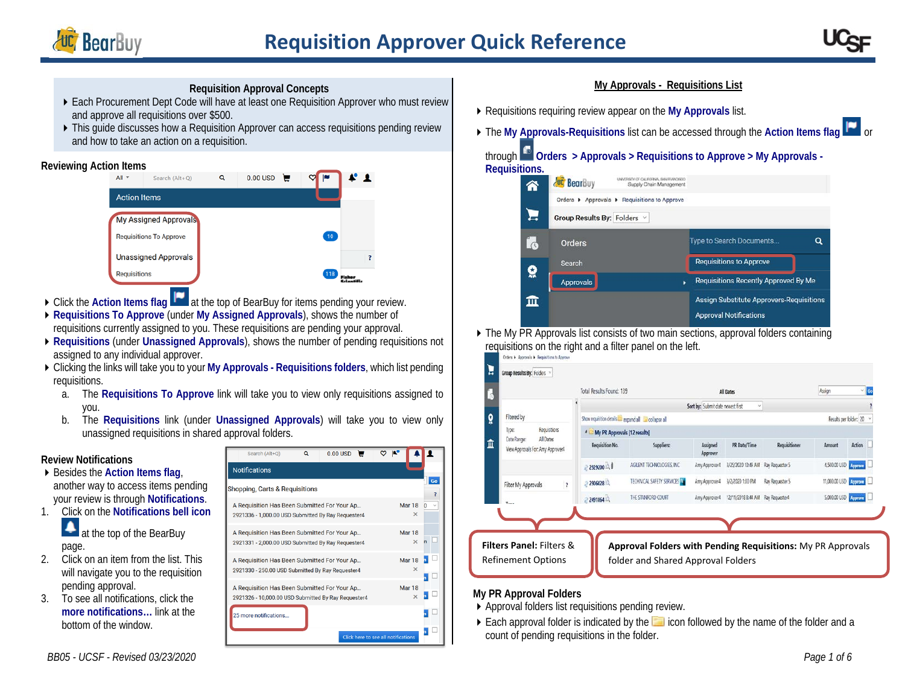# Requisition Approver Quick Reference

### Requisition Approval Concepts

- Each Procurement Dept Code will have at least one Requisition Approver who must review and approve all requisitions over $500.
- This guide discusses how a Requisition Approver can access requisitions pending review and how to take an action on a requisition.

### Reviewing Action Items

- Click the **Action Items flag** at the top of BearBuy for items pending your review.
- **Requisitions To Approve** (under **My Assigned Approvals**), shows the number of requisitions currently assigned to you. These requisitions are pending your approval.
- **Requisitions** (under **Unassigned Approvals**), shows the number of pending requisitions not assigned to any individual approver.
- Clicking the links will take you to your **My Approvals - Requisitions folders**, which list pending requisitions.
  a. The **Requisitions To Approve** link will take you to view only requisitions assigned to you.
  b. The **Requisitions** link (under **Unassigned Approvals**) will take you to view only unassigned requisitions in shared approval folders.

### Review Notifications

- Besides the **Action Items flag**, another way to access items pending your review is through **Notifications**.

1. Click on the **Notifications bell icon** at the top of the BearBuy page.
2. Click on an item from the list. This will navigate you to the requisition pending approval.
3. To see all notifications, click the **more notifications...** link at the bottom of the window.

### My Approvals - Requisitions List

- Requisitions requiring review appear on the **My Approvals** list.
- The **My Approvals-Requisitions** list can be accessed through the **Action Items flag** or through **Orders > Approvals > Requisitions to Approve > My Approvals - Requisitions.**
- The My PR Approvals list consists of two main sections, approval folders containing requisitions on the right and a filter panel on the left.

**Filters Panel:** Filters & Refinement Options

**Approval Folders with Pending Requisitions:** My PR Approvals folder and Shared Approval Folders

### My PR Approval Folders

- Approval folders list requisitions pending review.
- Each approval folder is indicated by the icon followed by the name of the folder and a count of pending requisitions in the folder.

BB05 - UCSF - Revised 03/23/2020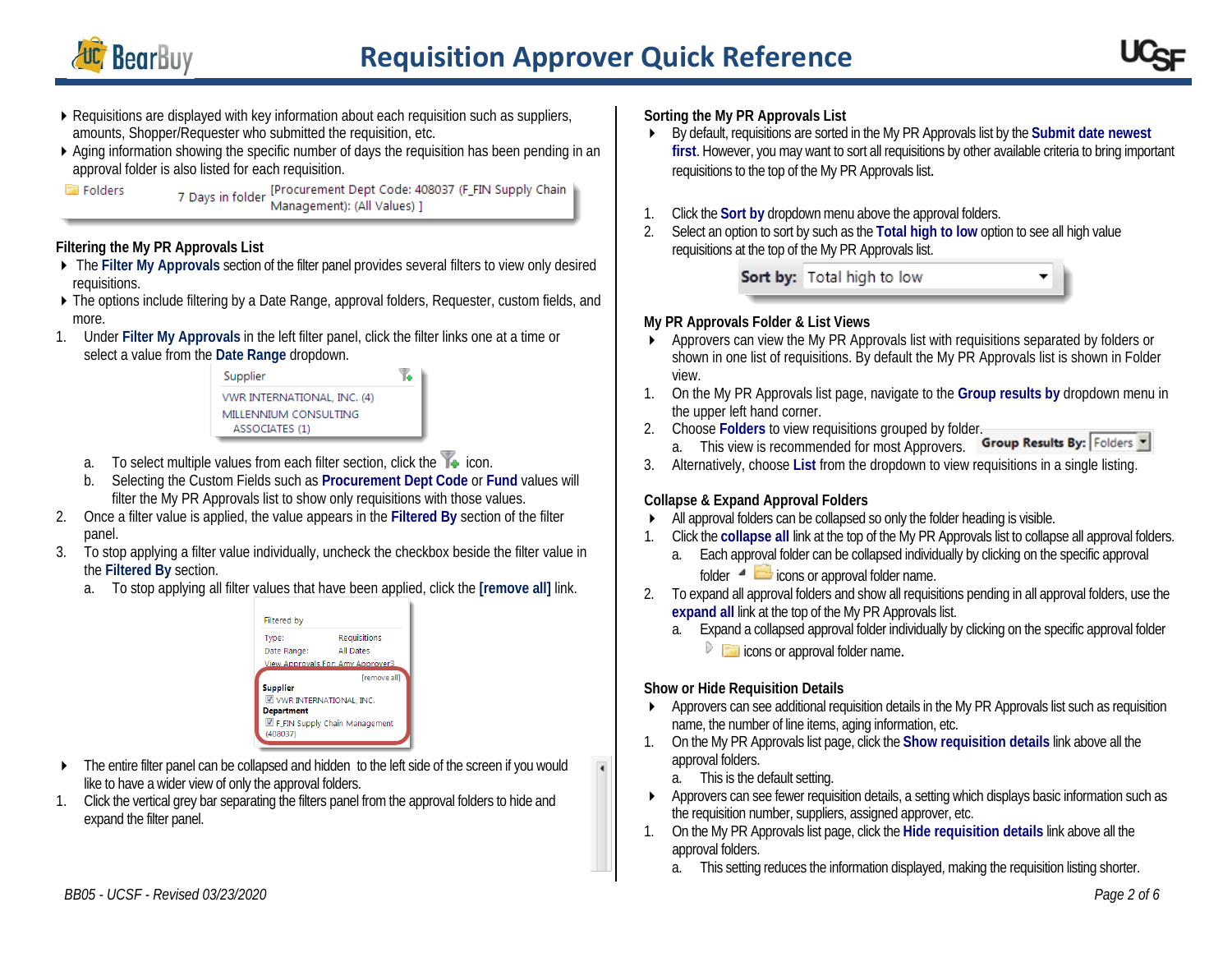- Requisitions are displayed with key information about each requisition such as suppliers, amounts, Shopper/Requester who submitted the requisition, etc.
- Aging information showing the specific number of days the requisition has been pending in an approval folder is also listed for each requisition.

Folders 7 Days in folder [Procurement Dept Code: 408037 (F_FIN Supply Chain Management): (All Values) ]

### Filtering the My PR Approvals List

- The **Filter My Approvals** section of the filter panel provides several filters to view only desired requisitions.
- The options include filtering by a Date Range, approval folders, Requester, custom fields, and more.

1. Under **Filter My Approvals** in the left filter panel, click the filter links one at a time or select a value from the **Date Range** dropdown.

   Supplier
   VWR INTERNATIONAL, INC. (4)
   MILLENNIUM CONSULTING ASSOCIATES (1)

   a. To select multiple values from each filter section, click the icon.
   b. Selecting the Custom Fields such as **Procurement Dept Code** or **Fund** values will filter the My PR Approvals list to show only requisitions with those values.
2. Once a filter value is applied, the value appears in the **Filtered By** section of the filter panel.
3. To stop applying a filter value individually, uncheck the checkbox beside the filter value in the **Filtered By** section.
   a. To stop applying all filter values that have been applied, click the **[remove all]** link.

   Filtered by
   Type: Requisitions
   Date Range: All Dates
   View Approvals For: Amy Approver3
   [remove all]
   Supplier
   VWR INTERNATIONAL, INC.
   Department
   F_FIN Supply Chain Management (408037)

- The entire filter panel can be collapsed and hidden to the left side of the screen if you would like to have a wider view of only the approval folders.

1. Click the vertical grey bar separating the filters panel from the approval folders to hide and expand the filter panel.

### Sorting the My PR Approvals List

- By default, requisitions are sorted in the My PR Approvals list by the **Submit date newest first**. However, you may want to sort all requisitions by other available criteria to bring important requisitions to the top of the My PR Approvals list.

1. Click the **Sort by** dropdown menu above the approval folders.
2. Select an option to sort by such as the **Total high to low** option to see all high value requisitions at the top of the My PR Approvals list.

   Sort by: Total high to low

### My PR Approvals Folder & List Views

- Approvers can view the My PR Approvals list with requisitions separated by folders or shown in one list of requisitions. By default the My PR Approvals list is shown in Folder view.

1. On the My PR Approvals list page, navigate to the **Group results by** dropdown menu in the upper left hand corner.
2. Choose **Folders** to view requisitions grouped by folder.
   a. This view is recommended for most Approvers.

   Group Results By: Folders
3. Alternatively, choose **List** from the dropdown to view requisitions in a single listing.

### Collapse & Expand Approval Folders

- All approval folders can be collapsed so only the folder heading is visible.

1. Click the **collapse all** link at the top of the My PR Approvals list to collapse all approval folders.
   a. Each approval folder can be collapsed individually by clicking on the specific approval folder icons or approval folder name.
2. To expand all approval folders and show all requisitions pending in all approval folders, use the **expand all** link at the top of the My PR Approvals list.
   a. Expand a collapsed approval folder individually by clicking on the specific approval folder icons or approval folder name.

### Show or Hide Requisition Details

- Approvers can see additional requisition details in the My PR Approvals list such as requisition name, the number of line items, aging information, etc.

1. On the My PR Approvals list page, click the **Show requisition details** link above all the approval folders.
   a. This is the default setting.

- Approvers can see fewer requisition details, a setting which displays basic information such as the requisition number, suppliers, assigned approver, etc.

1. On the My PR Approvals list page, click the **Hide requisition details** link above all the approval folders.
   a. This setting reduces the information displayed, making the requisition listing shorter.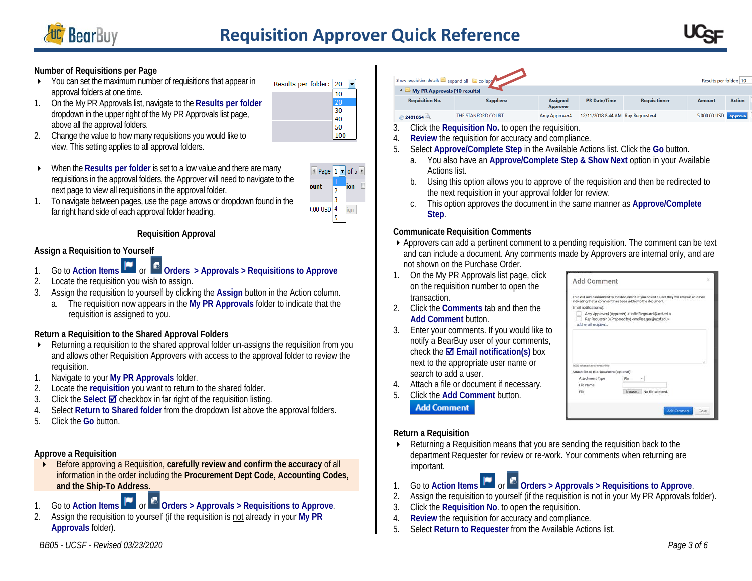# Requisition Approver Quick Reference

### Number of Requisitions per Page

- You can set the maximum number of requisitions that appear in approval folders at one time.

1. On the My PR Approvals list, navigate to the **Results per folder** dropdown in the upper right of the My PR Approvals list page, above all the approval folders.
2. Change the value to how many requisitions you would like to view. This setting applies to all approval folders.

- When the **Results per folder** is set to a low value and there are many requisitions in the approval folders, the Approver will need to navigate to the next page to view all requisitions in the approval folder.

1. To navigate between pages, use the page arrows or dropdown found in the far right hand side of each approval folder heading.

## Requisition Approval

### Assign a Requisition to Yourself

1. Go to **Action Items** or **Orders > Approvals > Requisitions to Approve**
2. Locate the requisition you wish to assign.
3. Assign the requisition to yourself by clicking the **Assign** button in the Action column.
   a. The requisition now appears in the **My PR Approvals** folder to indicate that the requisition is assigned to you.

### Return a Requisition to the Shared Approval Folders

- Returning a requisition to the shared approval folder un-assigns the requisition from you and allows other Requisition Approvers with access to the approval folder to review the requisition.

1. Navigate to your **My PR Approvals** folder.
2. Locate the **requisition** you want to return to the shared folder.
3. Click the **Select** ☑ checkbox in far right of the requisition listing.
4. Select **Return to Shared folder** from the dropdown list above the approval folders.
5. Click the **Go** button.

### Approve a Requisition

- Before approving a Requisition, **carefully review and confirm the accuracy** of all information in the order including the **Procurement Dept Code, Accounting Codes, and the Ship-To Address**.

1. Go to **Action Items** or **Orders > Approvals > Requisitions to Approve**.
2. Assign the requisition to yourself (if the requisition is not already in your **My PR Approvals** folder).
3. Click the **Requisition No.** to open the requisition.
4. **Review** the requisition for accuracy and compliance.
5. Select **Approve/Complete Step** in the Available Actions list. Click the **Go** button.
   a. You also have an **Approve/Complete Step & Show Next** option in your Available Actions list.
   b. Using this option allows you to approve of the requisition and then be redirected to the next requisition in your approval folder for review.
   c. This option approves the document in the same manner as **Approve/Complete Step**.

### Communicate Requisition Comments

- Approvers can add a pertinent comment to a pending requisition. The comment can be text and can include a document. Any comments made by Approvers are internal only, and are not shown on the Purchase Order.

1. On the My PR Approvals list page, click on the requisition number to open the transaction.
2. Click the **Comments** tab and then the **Add Comment** button.
3. Enter your comments. If you would like to notify a BearBuy user of your comments, check the ☑ **Email notification(s)** box next to the appropriate user name or search to add a user.
4. Attach a file or document if necessary.
5. Click the **Add Comment** button.

### Return a Requisition

- Returning a Requisition means that you are sending the requisition back to the department Requester for review or re-work. Your comments when returning are important.

1. Go to **Action Items** or **Orders > Approvals > Requisitions to Approve**.
2. Assign the requisition to yourself (if the requisition is not in your My PR Approvals folder).
3. Click the **Requisition No.** to open the requisition.
4. **Review** the requisition for accuracy and compliance.
5. Select **Return to Requester** from the Available Actions list.

*BB05 - UCSF - Revised 03/23/2020*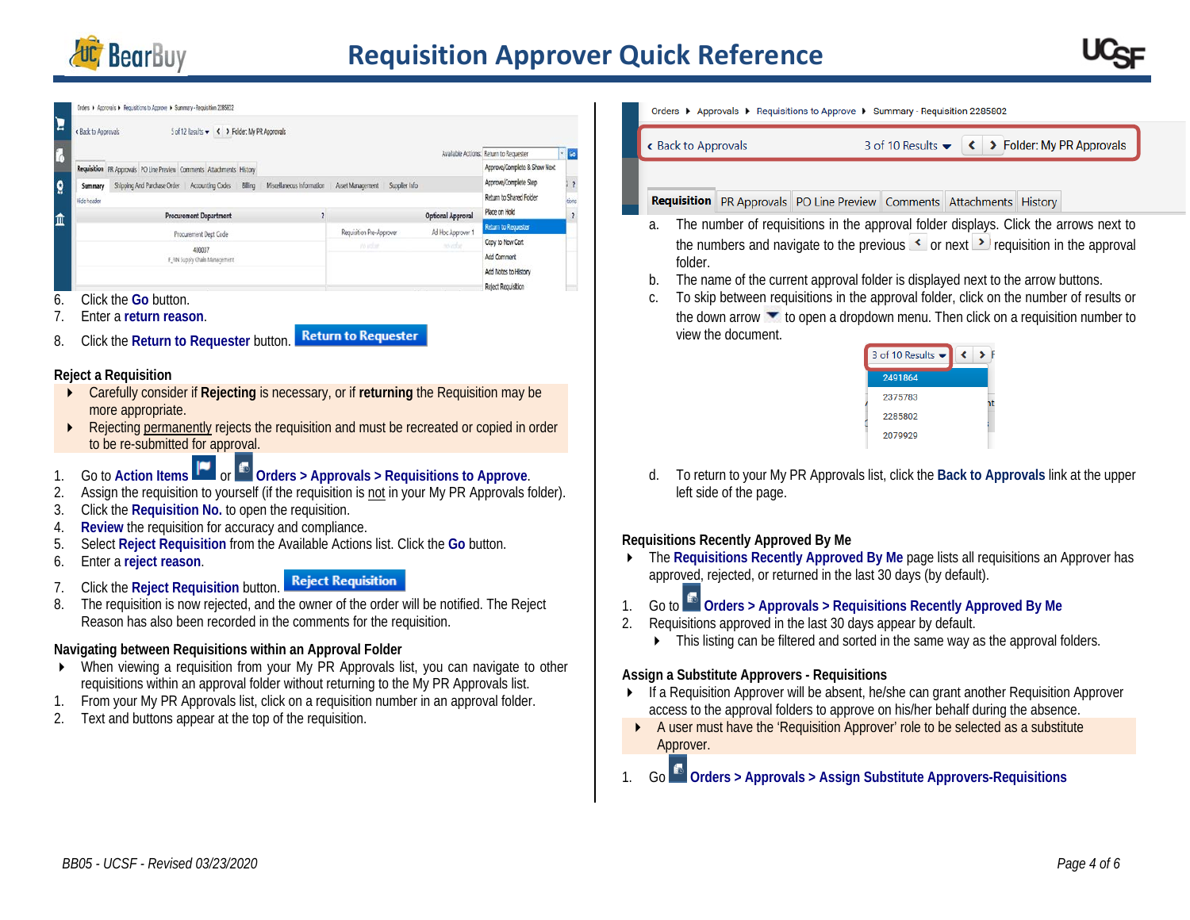6. Click the **Go** button.
7. Enter a **return reason**.
8. Click the **Return to Requester** button. **Return to Requester**

### Reject a Requisition

- Carefully consider if **Rejecting** is necessary, or if **returning** the Requisition may be more appropriate.
- Rejecting permanently rejects the requisition and must be recreated or copied in order to be re-submitted for approval.

1. Go to **Action Items** or **Orders > Approvals > Requisitions to Approve**.
2. Assign the requisition to yourself (if the requisition is not in your My PR Approvals folder).
3. Click the **Requisition No.** to open the requisition.
4. **Review** the requisition for accuracy and compliance.
5. Select **Reject Requisition** from the Available Actions list. Click the **Go** button.
6. Enter a **reject reason**.
7. Click the **Reject Requisition** button. **Reject Requisition**
8. The requisition is now rejected, and the owner of the order will be notified. The Reject Reason has also been recorded in the comments for the requisition.

### Navigating between Requisitions within an Approval Folder

- When viewing a requisition from your My PR Approvals list, you can navigate to other requisitions within an approval folder without returning to the My PR Approvals list.

1. From your My PR Approvals list, click on a requisition number in an approval folder.
2. Text and buttons appear at the top of the requisition.
   a. The number of requisitions in the approval folder displays. Click the arrows next to the numbers and navigate to the previous or next requisition in the approval folder.
   b. The name of the current approval folder is displayed next to the arrow buttons.
   c. To skip between requisitions in the approval folder, click on the number of results or the down arrow to open a dropdown menu. Then click on a requisition number to view the document.
   d. To return to your My PR Approvals list, click the **Back to Approvals** link at the upper left side of the page.

### Requisitions Recently Approved By Me

- The **Requisitions Recently Approved By Me** page lists all requisitions an Approver has approved, rejected, or returned in the last 30 days (by default).

1. Go to **Orders > Approvals > Requisitions Recently Approved By Me**
2. Requisitions approved in the last 30 days appear by default.
   - This listing can be filtered and sorted in the same way as the approval folders.

### Assign a Substitute Approvers - Requisitions

- If a Requisition Approver will be absent, he/she can grant another Requisition Approver access to the approval folders to approve on his/her behalf during the absence.
  - A user must have the 'Requisition Approver' role to be selected as a substitute Approver.

1. Go **Orders > Approvals > Assign Substitute Approvers-Requisitions**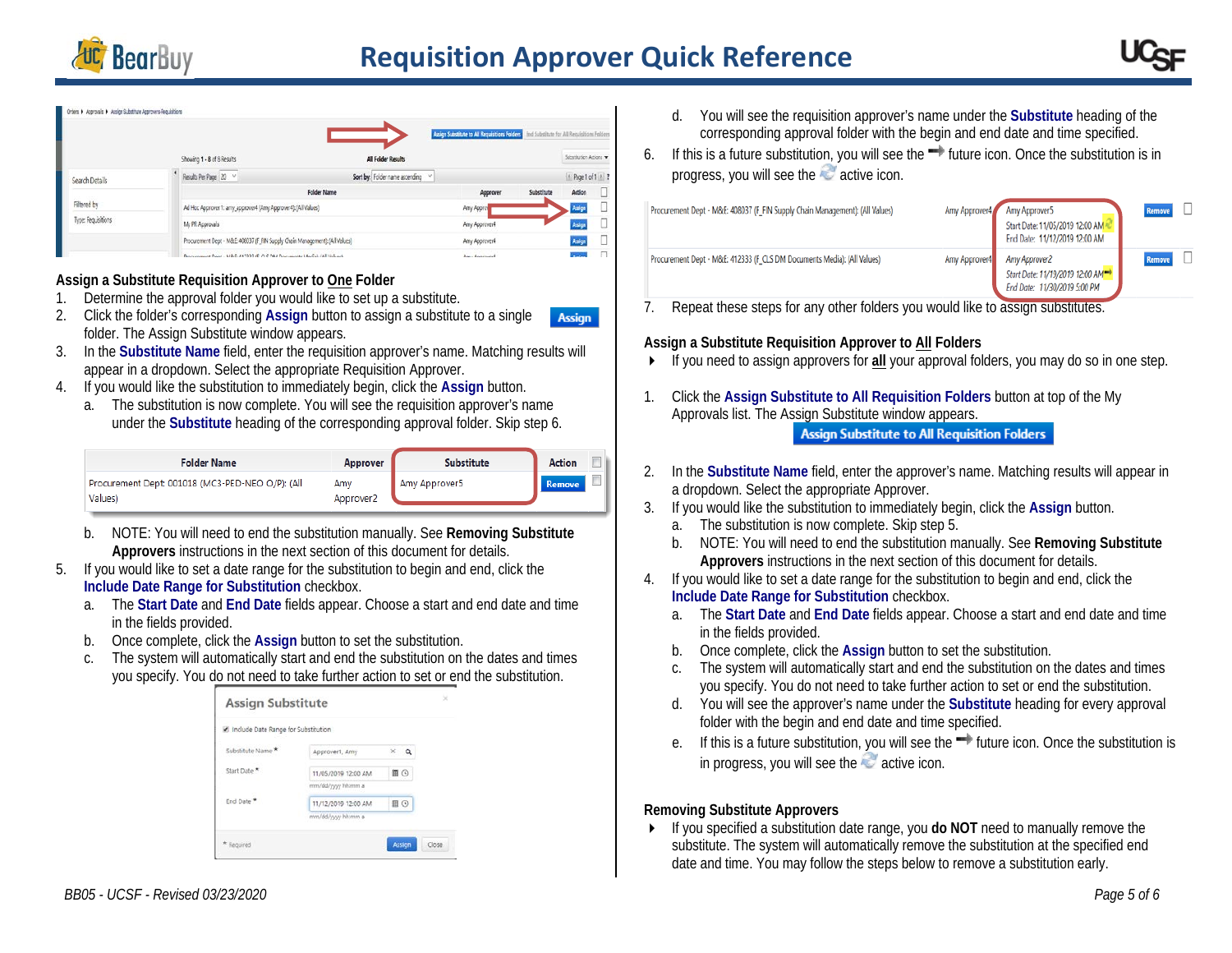## Assign a Substitute Requisition Approver to One Folder

1. Determine the approval folder you would like to set up a substitute.
2. Click the folder's corresponding **Assign** button to assign a substitute to a single folder. The Assign Substitute window appears.
3. In the **Substitute Name** field, enter the requisition approver's name. Matching results will appear in a dropdown. Select the appropriate Requisition Approver.
4. If you would like the substitution to immediately begin, click the **Assign** button.
   a. The substitution is now complete. You will see the requisition approver's name under the **Substitute** heading of the corresponding approval folder. Skip step 6.

| Folder Name | Approver | Substitute | Action |
|---|---|---|---|
| Procurement Dept: 001018 (MC3-PED-NEO O/P): (All Values) | Amy Approver2 | Amy Approver5 | Remove |

   b. NOTE: You will need to end the substitution manually. See **Removing Substitute Approvers** instructions in the next section of this document for details.
5. If you would like to set a date range for the substitution to begin and end, click the **Include Date Range for Substitution** checkbox.
   a. The **Start Date** and **End Date** fields appear. Choose a start and end date and time in the fields provided.
   b. Once complete, click the **Assign** button to set the substitution.
   c. The system will automatically start and end the substitution on the dates and times you specify. You do not need to take further action to set or end the substitution.
   d. You will see the requisition approver's name under the **Substitute** heading of the corresponding approval folder with the begin and end date and time specified.
6. If this is a future substitution, you will see the future icon. Once the substitution is in progress, you will see the active icon.

| Folder Name | Approver | Substitute | Action |
|---|---|---|---|
| Procurement Dept - M&E: 408037 (F_FIN Supply Chain Management): (All Values) | Amy Approver4 | Amy Approver5 Start Date: 11/05/2019 12:00 AM End Date: 11/12/2019 12:00 AM | Remove |
| Procurement Dept - M&E: 412333 (F_CLS DM Documents Media): (All Values) | Amy Approver4 | Amy Approver2 Start Date: 11/19/2019 12:00 AM End Date: 11/30/2019 5:00 PM | Remove |

7. Repeat these steps for any other folders you would like to assign substitutes.

## Assign a Substitute Requisition Approver to All Folders

- If you need to assign approvers for **all** your approval folders, you may do so in one step.

1. Click the **Assign Substitute to All Requisition Folders** button at top of the My Approvals list. The Assign Substitute window appears.
2. In the **Substitute Name** field, enter the approver's name. Matching results will appear in a dropdown. Select the appropriate Approver.
3. If you would like the substitution to immediately begin, click the **Assign** button.
   a. The substitution is now complete. Skip step 5.
   b. NOTE: You will need to end the substitution manually. See **Removing Substitute Approvers** instructions in the next section of this document for details.
4. If you would like to set a date range for the substitution to begin and end, click the **Include Date Range for Substitution** checkbox.
   a. The **Start Date** and **End Date** fields appear. Choose a start and end date and time in the fields provided.
   b. Once complete, click the **Assign** button to set the substitution.
   c. The system will automatically start and end the substitution on the dates and times you specify. You do not need to take further action to set or end the substitution.
   d. You will see the approver's name under the **Substitute** heading for every approval folder with the begin and end date and time specified.
   e. If this is a future substitution, you will see the future icon. Once the substitution is in progress, you will see the active icon.

## Removing Substitute Approvers

- If you specified a substitution date range, you **do NOT** need to manually remove the substitute. The system will automatically remove the substitution at the specified end date and time. You may follow the steps below to remove a substitution early.

BB05 - UCSF - Revised 03/23/2020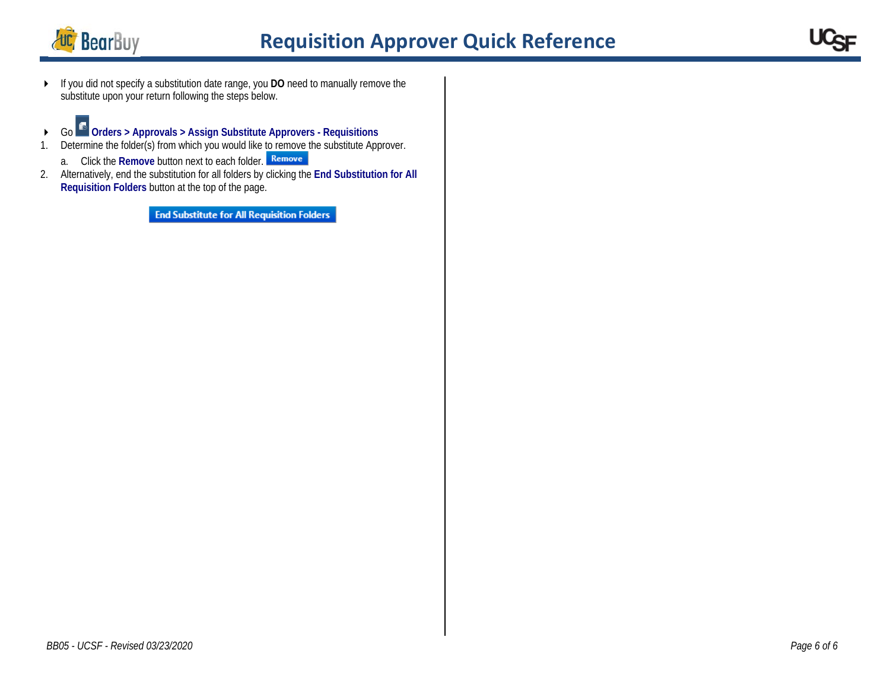- If you did not specify a substitution date range, you **DO** need to manually remove the substitute upon your return following the steps below.

- Go **Orders > Approvals > Assign Substitute Approvers - Requisitions**

1. Determine the folder(s) from which you would like to remove the substitute Approver.
   a. Click the **Remove** button next to each folder. Remove
2. Alternatively, end the substitution for all folders by clicking the **End Substitution for All Requisition Folders** button at the top of the page.

End Substitute for All Requisition Folders

*BB05 - UCSF - Revised 03/23/2020*